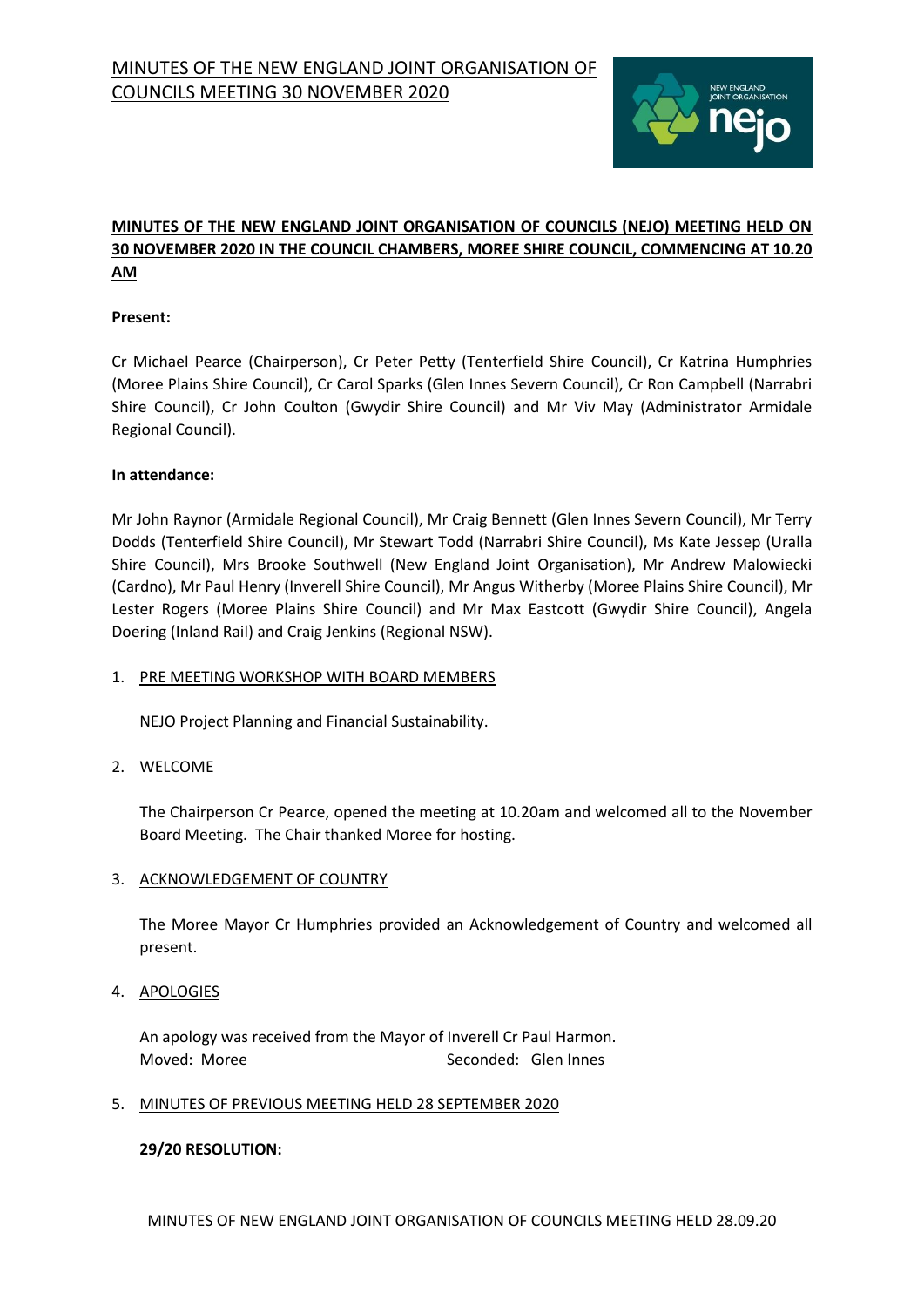# MINUTES OF THE NEW ENGLAND JOINT ORGANISATION OF COUNCILS MEETING 30 NOVEMBER 2020

**MINUTES OF THE NEW ENGLAND JOINT ORGANISATION OF COUNCILS (NEJO) MEETING HELD ON 30 NOVEMBER 2020 IN THE COUNCIL CHAMBERS, MOREE SHIRE COUNCIL, COMMENCING AT 10.20 AM**

**Present:**

Cr Michael Pearce (Chairperson), Cr Peter Petty (Tenterfield Shire Council), Cr Katrina Humphries (Moree Plains Shire Council), Cr Carol Sparks (Glen Innes Severn Council), Cr Ron Campbell (Narrabri Shire Council), Cr John Coulton (Gwydir Shire Council) and Mr Viv May (Administrator Armidale Regional Council).

**In attendance:**

Mr John Raynor (Armidale Regional Council), Mr Craig Bennett (Glen Innes Severn Council), Mr Terry Dodds (Tenterfield Shire Council), Mr Stewart Todd (Narrabri Shire Council), Ms Kate Jessep (Uralla Shire Council), Mrs Brooke Southwell (New England Joint Organisation), Mr Andrew Malowiecki (Cardno), Mr Paul Henry (Inverell Shire Council), Mr Angus Witherby (Moree Plains Shire Council), Mr Lester Rogers (Moree Plains Shire Council) and Mr Max Eastcott (Gwydir Shire Council), Angela Doering (Inland Rail) and Craig Jenkins (Regional NSW).

1. PRE MEETING WORKSHOP WITH BOARD MEMBERS

   NEJO Project Planning and Financial Sustainability.

2. WELCOME

   The Chairperson Cr Pearce, opened the meeting at 10.20am and welcomed all to the November Board Meeting. The Chair thanked Moree for hosting.

3. ACKNOWLEDGEMENT OF COUNTRY

   The Moree Mayor Cr Humphries provided an Acknowledgement of Country and welcomed all present.

4. APOLOGIES

   An apology was received from the Mayor of Inverell Cr Paul Harmon.
   Moved: Moree Seconded: Glen Innes

5. MINUTES OF PREVIOUS MEETING HELD 28 SEPTEMBER 2020

   **29/20 RESOLUTION:**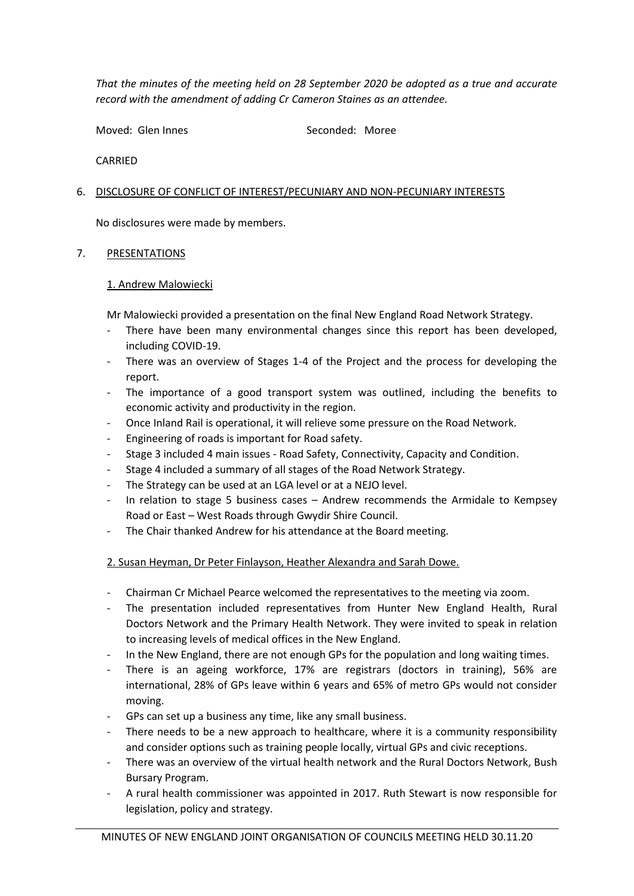*That the minutes of the meeting held on 28 September 2020 be adopted as a true and accurate record with the amendment of adding Cr Cameron Staines as an attendee.*

Moved: Glen Innes Seconded: Moree

CARRIED

6. DISCLOSURE OF CONFLICT OF INTEREST/PECUNIARY AND NON-PECUNIARY INTERESTS

No disclosures were made by members.

7. PRESENTATIONS

1. Andrew Malowiecki

Mr Malowiecki provided a presentation on the final New England Road Network Strategy.

- There have been many environmental changes since this report has been developed, including COVID-19.
- There was an overview of Stages 1-4 of the Project and the process for developing the report.
- The importance of a good transport system was outlined, including the benefits to economic activity and productivity in the region.
- Once Inland Rail is operational, it will relieve some pressure on the Road Network.
- Engineering of roads is important for Road safety.
- Stage 3 included 4 main issues - Road Safety, Connectivity, Capacity and Condition.
- Stage 4 included a summary of all stages of the Road Network Strategy.
- The Strategy can be used at an LGA level or at a NEJO level.
- In relation to stage 5 business cases – Andrew recommends the Armidale to Kempsey Road or East – West Roads through Gwydir Shire Council.
- The Chair thanked Andrew for his attendance at the Board meeting.

2. Susan Heyman, Dr Peter Finlayson, Heather Alexandra and Sarah Dowe.

- Chairman Cr Michael Pearce welcomed the representatives to the meeting via zoom.
- The presentation included representatives from Hunter New England Health, Rural Doctors Network and the Primary Health Network. They were invited to speak in relation to increasing levels of medical offices in the New England.
- In the New England, there are not enough GPs for the population and long waiting times.
- There is an ageing workforce, 17% are registrars (doctors in training), 56% are international, 28% of GPs leave within 6 years and 65% of metro GPs would not consider moving.
- GPs can set up a business any time, like any small business.
- There needs to be a new approach to healthcare, where it is a community responsibility and consider options such as training people locally, virtual GPs and civic receptions.
- There was an overview of the virtual health network and the Rural Doctors Network, Bush Bursary Program.
- A rural health commissioner was appointed in 2017. Ruth Stewart is now responsible for legislation, policy and strategy.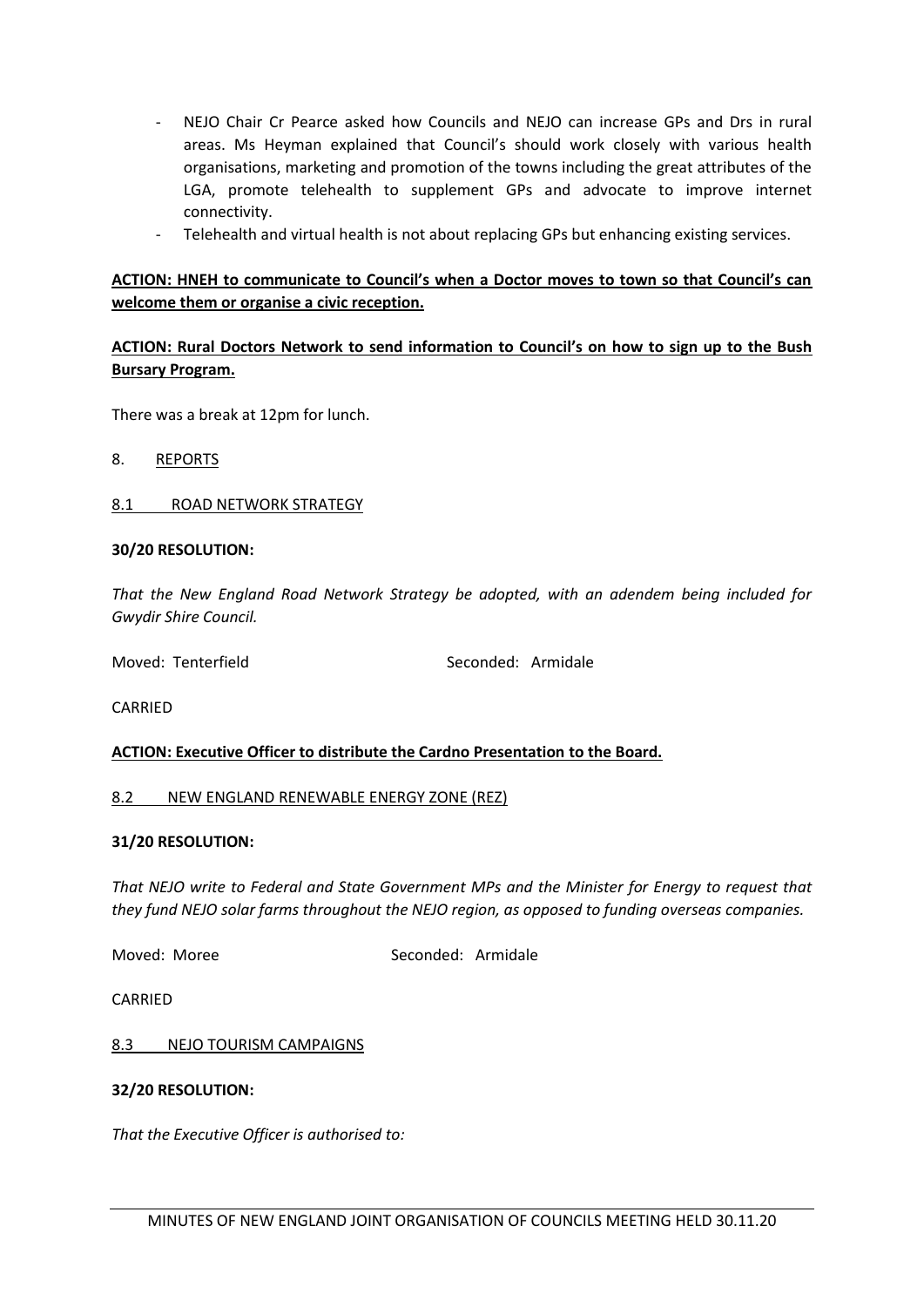- NEJO Chair Cr Pearce asked how Councils and NEJO can increase GPs and Drs in rural areas. Ms Heyman explained that Council's should work closely with various health organisations, marketing and promotion of the towns including the great attributes of the LGA, promote telehealth to supplement GPs and advocate to improve internet connectivity.
- Telehealth and virtual health is not about replacing GPs but enhancing existing services.

**ACTION: HNEH to communicate to Council's when a Doctor moves to town so that Council's can welcome them or organise a civic reception.**

**ACTION: Rural Doctors Network to send information to Council's on how to sign up to the Bush Bursary Program.**

There was a break at 12pm for lunch.

8. REPORTS

8.1 ROAD NETWORK STRATEGY

**30/20 RESOLUTION:**

*That the New England Road Network Strategy be adopted, with an adendem being included for Gwydir Shire Council.*

Moved: Tenterfield Seconded: Armidale

CARRIED

**ACTION: Executive Officer to distribute the Cardno Presentation to the Board.**

8.2 NEW ENGLAND RENEWABLE ENERGY ZONE (REZ)

**31/20 RESOLUTION:**

*That NEJO write to Federal and State Government MPs and the Minister for Energy to request that they fund NEJO solar farms throughout the NEJO region, as opposed to funding overseas companies.*

Moved: Moree Seconded: Armidale

CARRIED

8.3 NEJO TOURISM CAMPAIGNS

**32/20 RESOLUTION:**

*That the Executive Officer is authorised to:*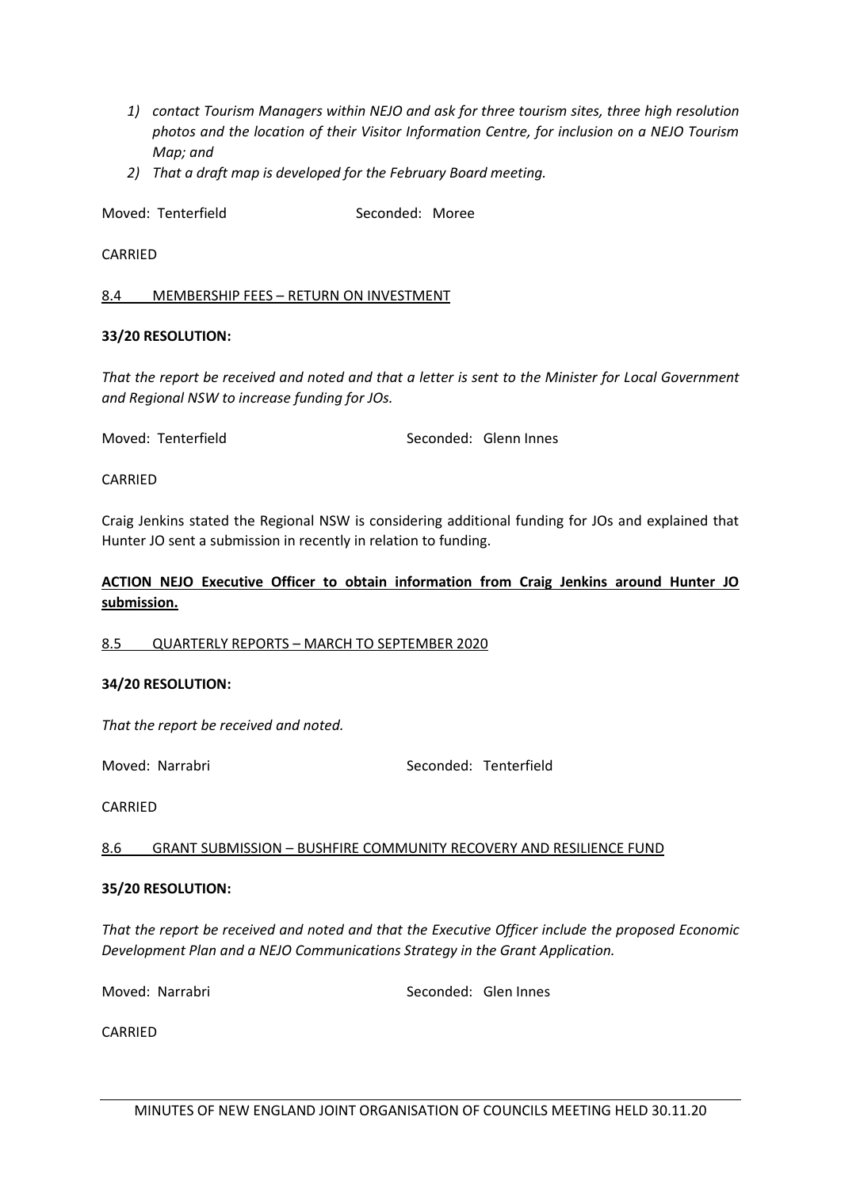*1) contact Tourism Managers within NEJO and ask for three tourism sites, three high resolution photos and the location of their Visitor Information Centre, for inclusion on a NEJO Tourism Map; and*

*2) That a draft map is developed for the February Board meeting.*

Moved: Tenterfield Seconded: Moree

CARRIED

8.4 MEMBERSHIP FEES – RETURN ON INVESTMENT

**33/20 RESOLUTION:**

*That the report be received and noted and that a letter is sent to the Minister for Local Government and Regional NSW to increase funding for JOs.*

Moved: Tenterfield Seconded: Glenn Innes

CARRIED

Craig Jenkins stated the Regional NSW is considering additional funding for JOs and explained that Hunter JO sent a submission in recently in relation to funding.

**ACTION NEJO Executive Officer to obtain information from Craig Jenkins around Hunter JO submission.**

8.5 QUARTERLY REPORTS – MARCH TO SEPTEMBER 2020

**34/20 RESOLUTION:**

*That the report be received and noted.*

Moved: Narrabri Seconded: Tenterfield

CARRIED

8.6 GRANT SUBMISSION – BUSHFIRE COMMUNITY RECOVERY AND RESILIENCE FUND

**35/20 RESOLUTION:**

*That the report be received and noted and that the Executive Officer include the proposed Economic Development Plan and a NEJO Communications Strategy in the Grant Application.*

Moved: Narrabri Seconded: Glen Innes

CARRIED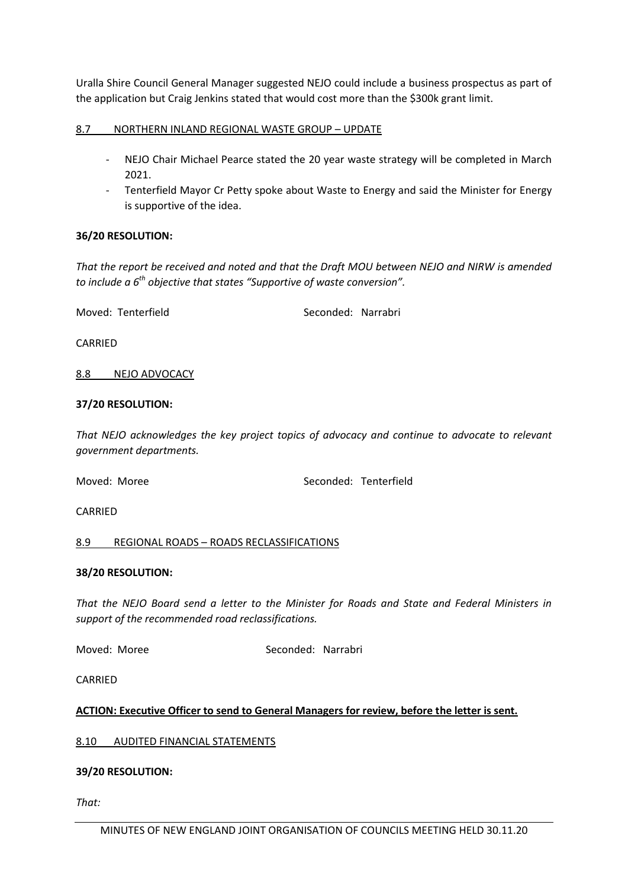Uralla Shire Council General Manager suggested NEJO could include a business prospectus as part of the application but Craig Jenkins stated that would cost more than the $300k grant limit.

8.7 NORTHERN INLAND REGIONAL WASTE GROUP – UPDATE

- NEJO Chair Michael Pearce stated the 20 year waste strategy will be completed in March 2021.
- Tenterfield Mayor Cr Petty spoke about Waste to Energy and said the Minister for Energy is supportive of the idea.

**36/20 RESOLUTION:**

*That the report be received and noted and that the Draft MOU between NEJO and NIRW is amended to include a 6th objective that states "Supportive of waste conversion".*

Moved: Tenterfield Seconded: Narrabri

CARRIED

8.8 NEJO ADVOCACY

**37/20 RESOLUTION:**

*That NEJO acknowledges the key project topics of advocacy and continue to advocate to relevant government departments.*

Moved: Moree Seconded: Tenterfield

CARRIED

8.9 REGIONAL ROADS – ROADS RECLASSIFICATIONS

**38/20 RESOLUTION:**

*That the NEJO Board send a letter to the Minister for Roads and State and Federal Ministers in support of the recommended road reclassifications.*

Moved: Moree Seconded: Narrabri

CARRIED

**ACTION: Executive Officer to send to General Managers for review, before the letter is sent.**

8.10 AUDITED FINANCIAL STATEMENTS

**39/20 RESOLUTION:**

*That:*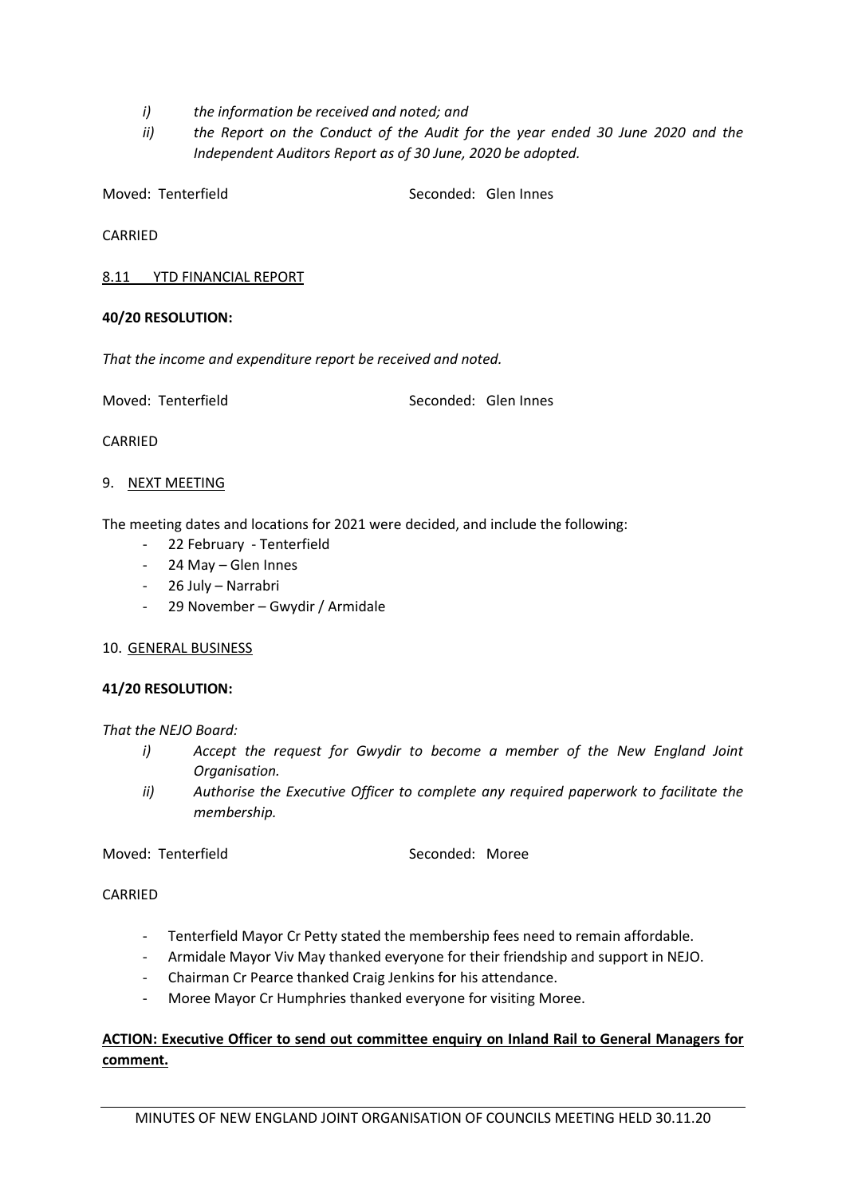*i) the information be received and noted; and*

*ii) the Report on the Conduct of the Audit for the year ended 30 June 2020 and the Independent Auditors Report as of 30 June, 2020 be adopted.*

Moved: Tenterfield Seconded: Glen Innes

CARRIED

8.11 YTD FINANCIAL REPORT

**40/20 RESOLUTION:**

*That the income and expenditure report be received and noted.*

Moved: Tenterfield Seconded: Glen Innes

CARRIED

9. NEXT MEETING

The meeting dates and locations for 2021 were decided, and include the following:

- 22 February - Tenterfield
- 24 May – Glen Innes
- 26 July – Narrabri
- 29 November – Gwydir / Armidale

10. GENERAL BUSINESS

**41/20 RESOLUTION:**

*That the NEJO Board:*

*i) Accept the request for Gwydir to become a member of the New England Joint Organisation.*

*ii) Authorise the Executive Officer to complete any required paperwork to facilitate the membership.*

Moved: Tenterfield Seconded: Moree

CARRIED

- Tenterfield Mayor Cr Petty stated the membership fees need to remain affordable.
- Armidale Mayor Viv May thanked everyone for their friendship and support in NEJO.
- Chairman Cr Pearce thanked Craig Jenkins for his attendance.
- Moree Mayor Cr Humphries thanked everyone for visiting Moree.

**ACTION: Executive Officer to send out committee enquiry on Inland Rail to General Managers for comment.**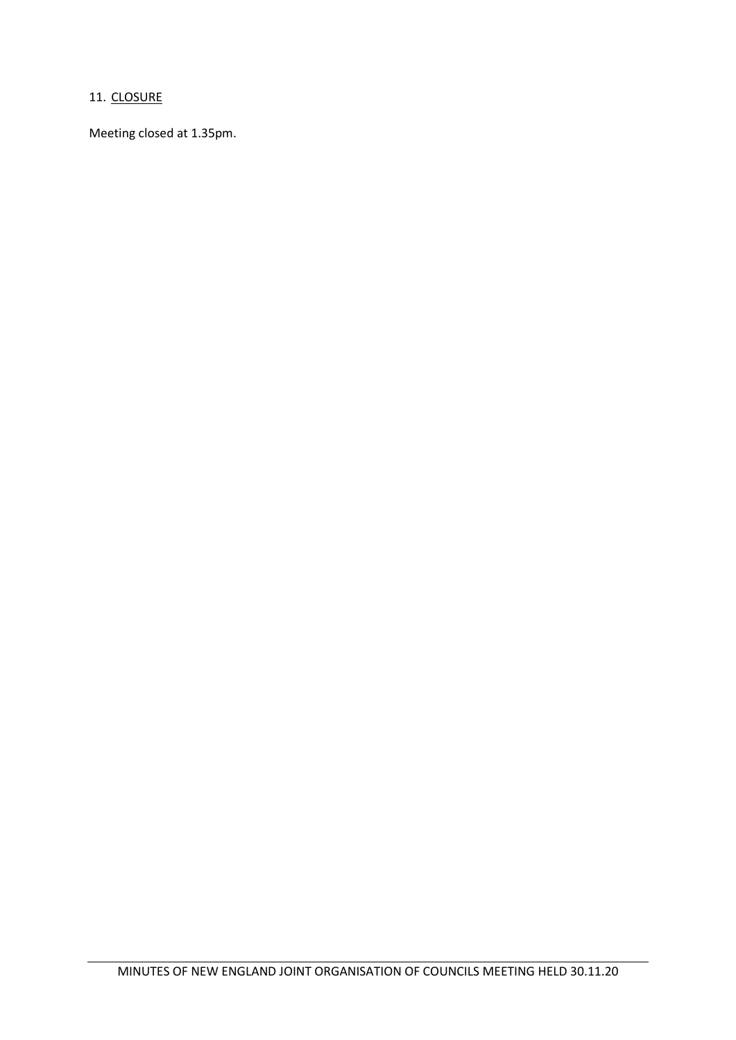11. <u>CLOSURE</u>

Meeting closed at 1.35pm.